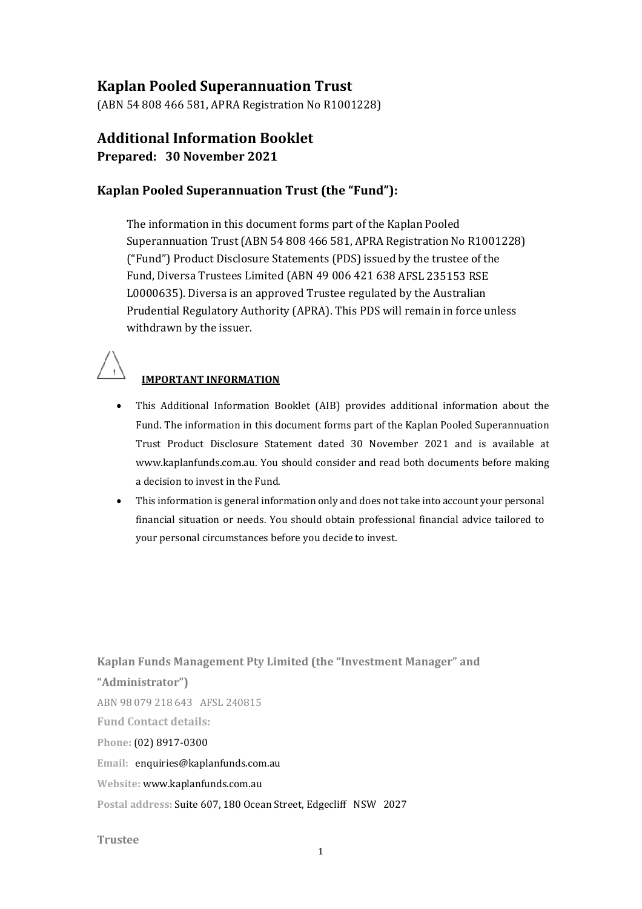# Kaplan Pooled Superannuation Trust

(ABN 54 808 466 581, APRA Registration No R1001228)

## Additional Information Booklet

**Prepared: 30 November 2021**

### Kaplan Pooled Superannuation Trust (the "Fund"):

The information in this document forms part of the Kaplan Pooled Superannuation Trust (ABN 54 808 466 581, APRA Registration No R1001228) ("Fund") Product Disclosure Statements (PDS) issued by the trustee of the Fund, Diversa Trustees Limited (ABN 49 006 421 638 AFSL 235153 RSE L0000635). Diversa is an approved Trustee regulated by the Australian Prudential Regulatory Authority (APRA). This PDS will remain in force unless withdrawn by the issuer.

**IMPORTANT INFORMATION**

- This Additional Information Booklet (AIB) provides additional information about the Fund. The information in this document forms part of the Kaplan Pooled Superannuation Trust Product Disclosure Statement dated 30 November 2021 and is available at www.kaplanfunds.com.au. You should consider and read both documents before making a decision to invest in the Fund.
- This information is general information only and does not take into account your personal financial situation or needs. You should obtain professional financial advice tailored to your personal circumstances before you decide to invest.

**Kaplan Funds Management Pty Limited (the "Investment Manager" and "Administrator")**

ABN 98 079 218 643 AFSL 240815

**Fund Contact details:**

**Phone:** (02) 8917-0300

**Email:** enquiries@kaplanfunds.com.au

**Website:** www.kaplanfunds.com.au

**Postal address:** Suite 607, 180 Ocean Street, Edgecliff NSW 2027

**Trustee**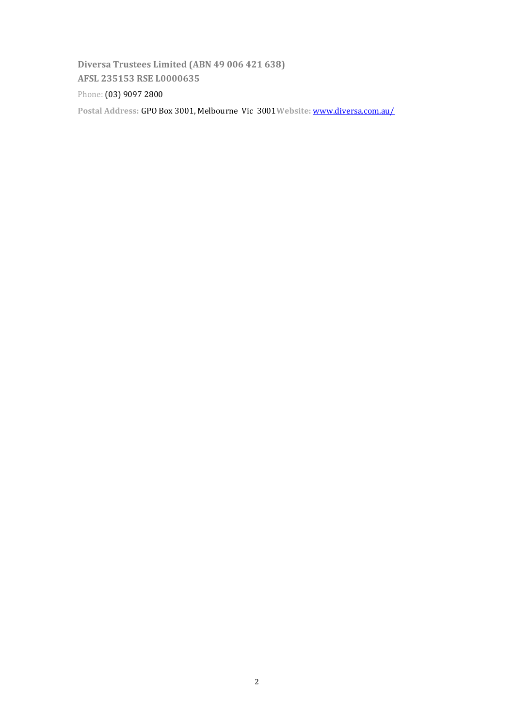**Diversa Trustees Limited (ABN 49 006 421 638)**
**AFSL 235153 RSE L0000635**

Phone: (03) 9097 2800

**Postal Address:** GPO Box 3001, Melbourne Vic 3001 **Website:** [www.diversa.com.au/](www.diversa.com.au/)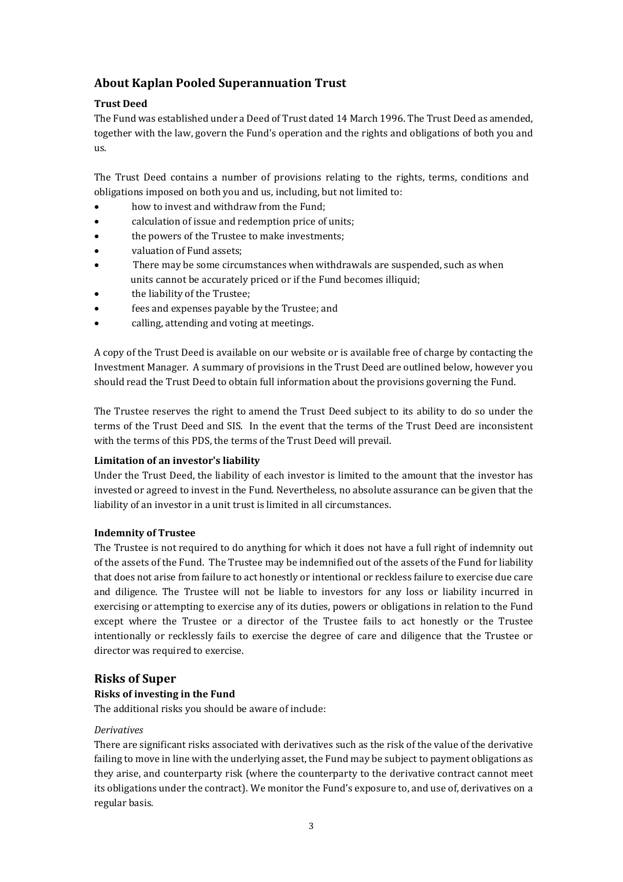## About Kaplan Pooled Superannuation Trust

### Trust Deed

The Fund was established under a Deed of Trust dated 14 March 1996. The Trust Deed as amended, together with the law, govern the Fund's operation and the rights and obligations of both you and us.

The Trust Deed contains a number of provisions relating to the rights, terms, conditions and obligations imposed on both you and us, including, but not limited to:

- how to invest and withdraw from the Fund;
- calculation of issue and redemption price of units;
- the powers of the Trustee to make investments;
- valuation of Fund assets;
- There may be some circumstances when withdrawals are suspended, such as when units cannot be accurately priced or if the Fund becomes illiquid;
- the liability of the Trustee;
- fees and expenses payable by the Trustee; and
- calling, attending and voting at meetings.

A copy of the Trust Deed is available on our website or is available free of charge by contacting the Investment Manager. A summary of provisions in the Trust Deed are outlined below, however you should read the Trust Deed to obtain full information about the provisions governing the Fund.

The Trustee reserves the right to amend the Trust Deed subject to its ability to do so under the terms of the Trust Deed and SIS. In the event that the terms of the Trust Deed are inconsistent with the terms of this PDS, the terms of the Trust Deed will prevail.

### Limitation of an investor's liability

Under the Trust Deed, the liability of each investor is limited to the amount that the investor has invested or agreed to invest in the Fund. Nevertheless, no absolute assurance can be given that the liability of an investor in a unit trust is limited in all circumstances.

### Indemnity of Trustee

The Trustee is not required to do anything for which it does not have a full right of indemnity out of the assets of the Fund. The Trustee may be indemnified out of the assets of the Fund for liability that does not arise from failure to act honestly or intentional or reckless failure to exercise due care and diligence. The Trustee will not be liable to investors for any loss or liability incurred in exercising or attempting to exercise any of its duties, powers or obligations in relation to the Fund except where the Trustee or a director of the Trustee fails to act honestly or the Trustee intentionally or recklessly fails to exercise the degree of care and diligence that the Trustee or director was required to exercise.

## Risks of Super

### Risks of investing in the Fund

The additional risks you should be aware of include:

*Derivatives*

There are significant risks associated with derivatives such as the risk of the value of the derivative failing to move in line with the underlying asset, the Fund may be subject to payment obligations as they arise, and counterparty risk (where the counterparty to the derivative contract cannot meet its obligations under the contract). We monitor the Fund's exposure to, and use of, derivatives on a regular basis.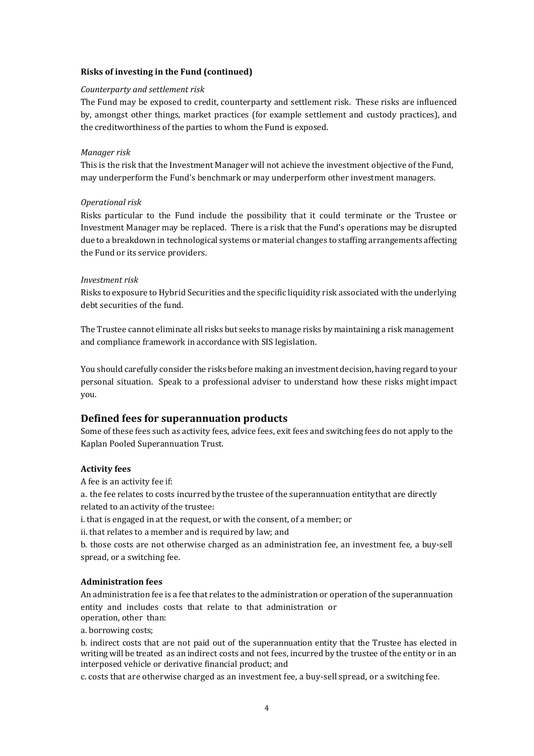**Risks of investing in the Fund (continued)**

*Counterparty and settlement risk*

The Fund may be exposed to credit, counterparty and settlement risk. These risks are influenced by, amongst other things, market practices (for example settlement and custody practices), and the creditworthiness of the parties to whom the Fund is exposed.

*Manager risk*

This is the risk that the Investment Manager will not achieve the investment objective of the Fund, may underperform the Fund's benchmark or may underperform other investment managers.

*Operational risk*

Risks particular to the Fund include the possibility that it could terminate or the Trustee or Investment Manager may be replaced. There is a risk that the Fund's operations may be disrupted due to a breakdown in technological systems or material changes to staffing arrangements affecting the Fund or its service providers.

*Investment risk*

Risks to exposure to Hybrid Securities and the specific liquidity risk associated with the underlying debt securities of the fund.

The Trustee cannot eliminate all risks but seeks to manage risks by maintaining a risk management and compliance framework in accordance with SIS legislation.

You should carefully consider the risks before making an investment decision, having regard to your personal situation. Speak to a professional adviser to understand how these risks might impact you.

## Defined fees for superannuation products

Some of these fees such as activity fees, advice fees, exit fees and switching fees do not apply to the Kaplan Pooled Superannuation Trust.

**Activity fees**

A fee is an activity fee if:

a. the fee relates to costs incurred by the trustee of the superannuation entity that are directly related to an activity of the trustee:

i. that is engaged in at the request, or with the consent, of a member; or

ii. that relates to a member and is required by law; and

b. those costs are not otherwise charged as an administration fee, an investment fee, a buy-sell spread, or a switching fee.

**Administration fees**

An administration fee is a fee that relates to the administration or operation of the superannuation entity and includes costs that relate to that administration or operation, other than:

a. borrowing costs;

b. indirect costs that are not paid out of the superannuation entity that the Trustee has elected in writing will be treated as an indirect costs and not fees, incurred by the trustee of the entity or in an interposed vehicle or derivative financial product; and

c. costs that are otherwise charged as an investment fee, a buy-sell spread, or a switching fee.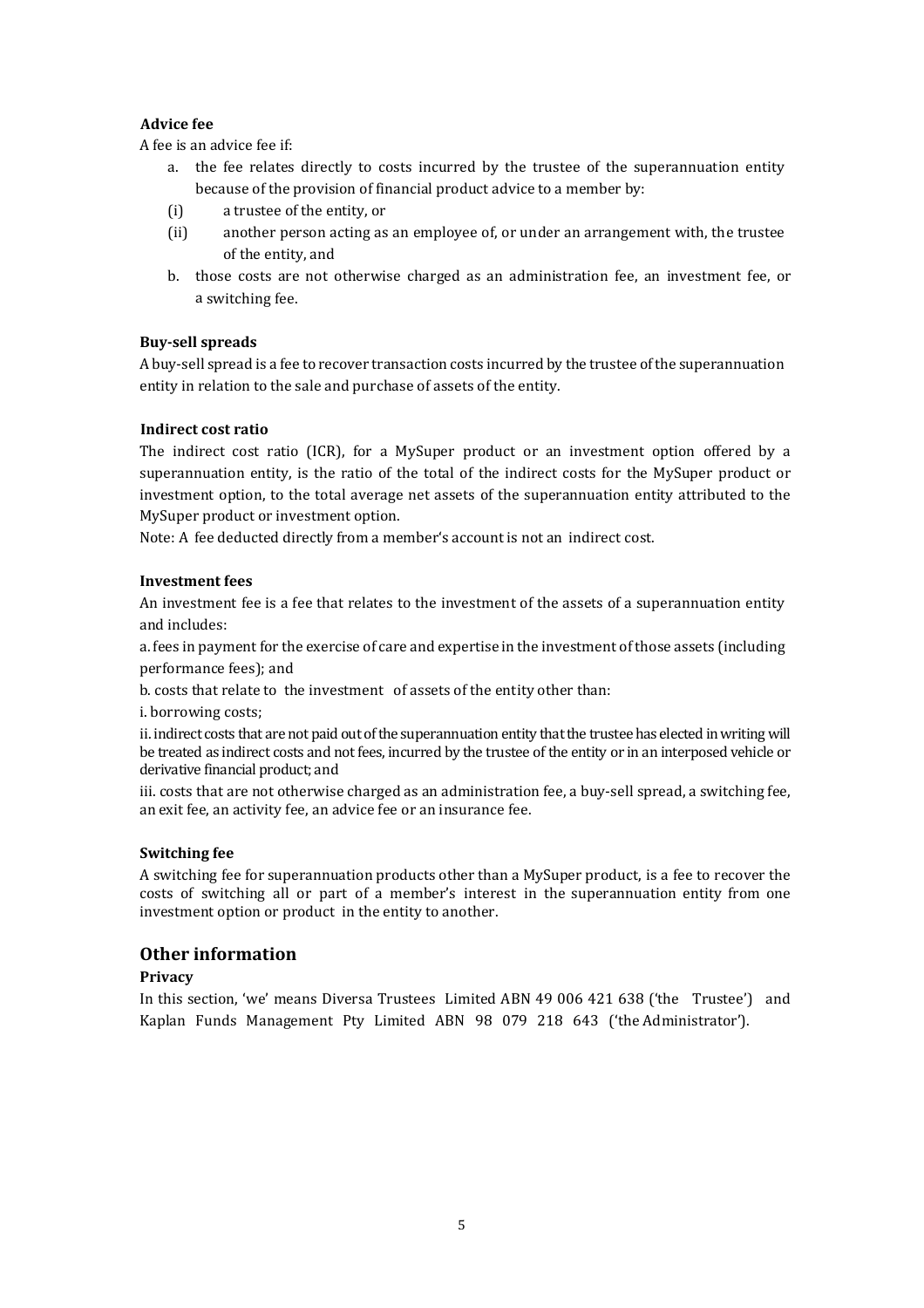**Advice fee**

A fee is an advice fee if:

a. the fee relates directly to costs incurred by the trustee of the superannuation entity because of the provision of financial product advice to a member by:

(i) a trustee of the entity, or

(ii) another person acting as an employee of, or under an arrangement with, the trustee of the entity, and

b. those costs are not otherwise charged as an administration fee, an investment fee, or a switching fee.

**Buy-sell spreads**

A buy-sell spread is a fee to recover transaction costs incurred by the trustee of the superannuation entity in relation to the sale and purchase of assets of the entity.

**Indirect cost ratio**

The indirect cost ratio (ICR), for a MySuper product or an investment option offered by a superannuation entity, is the ratio of the total of the indirect costs for the MySuper product or investment option, to the total average net assets of the superannuation entity attributed to the MySuper product or investment option.

Note: A fee deducted directly from a member's account is not an indirect cost.

**Investment fees**

An investment fee is a fee that relates to the investment of the assets of a superannuation entity and includes:

a. fees in payment for the exercise of care and expertise in the investment of those assets (including performance fees); and

b. costs that relate to the investment of assets of the entity other than:

i. borrowing costs;

ii. indirect costs that are not paid out of the superannuation entity that the trustee has elected in writing will be treated as indirect costs and not fees, incurred by the trustee of the entity or in an interposed vehicle or derivative financial product; and

iii. costs that are not otherwise charged as an administration fee, a buy-sell spread, a switching fee, an exit fee, an activity fee, an advice fee or an insurance fee.

**Switching fee**

A switching fee for superannuation products other than a MySuper product, is a fee to recover the costs of switching all or part of a member's interest in the superannuation entity from one investment option or product in the entity to another.

## Other information

**Privacy**

In this section, 'we' means Diversa Trustees Limited ABN 49 006 421 638 ('the Trustee') and Kaplan Funds Management Pty Limited ABN 98 079 218 643 ('the Administrator').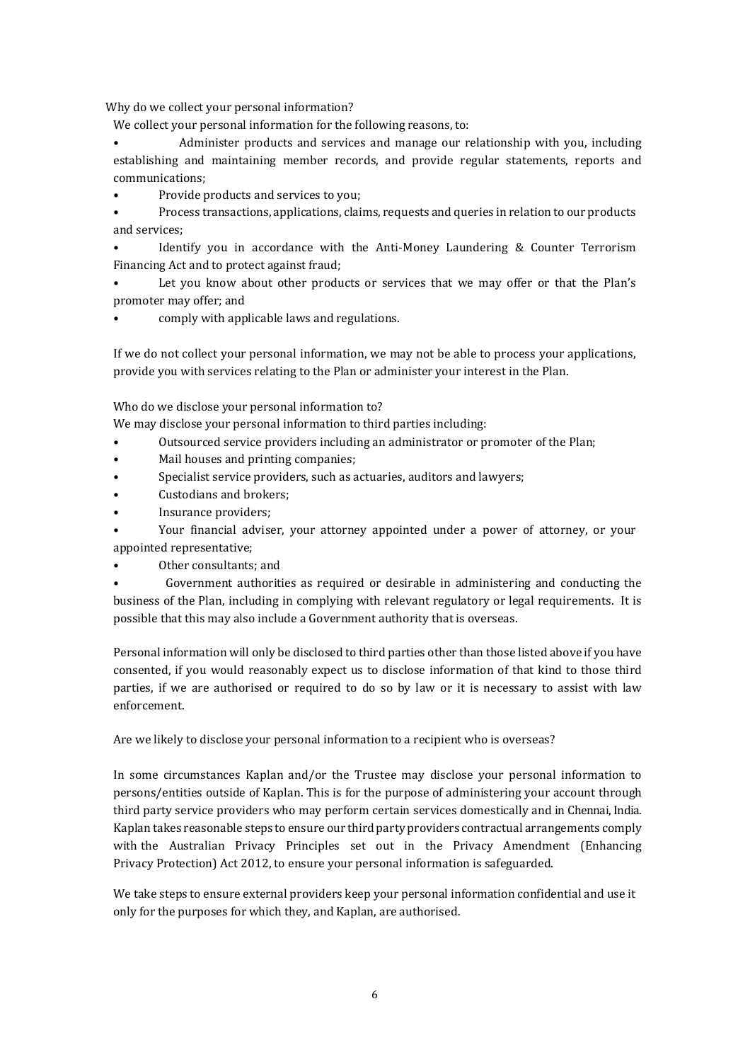Why do we collect your personal information?

We collect your personal information for the following reasons, to:

- Administer products and services and manage our relationship with you, including establishing and maintaining member records, and provide regular statements, reports and communications;
- Provide products and services to you;
- Process transactions, applications, claims, requests and queries in relation to our products and services;
- Identify you in accordance with the Anti-Money Laundering & Counter Terrorism Financing Act and to protect against fraud;
- Let you know about other products or services that we may offer or that the Plan's promoter may offer; and
- comply with applicable laws and regulations.

If we do not collect your personal information, we may not be able to process your applications, provide you with services relating to the Plan or administer your interest in the Plan.

Who do we disclose your personal information to?

We may disclose your personal information to third parties including:

- Outsourced service providers including an administrator or promoter of the Plan;
- Mail houses and printing companies;
- Specialist service providers, such as actuaries, auditors and lawyers;
- Custodians and brokers;
- Insurance providers;
- Your financial adviser, your attorney appointed under a power of attorney, or your appointed representative;
- Other consultants; and
- Government authorities as required or desirable in administering and conducting the business of the Plan, including in complying with relevant regulatory or legal requirements. It is possible that this may also include a Government authority that is overseas.

Personal information will only be disclosed to third parties other than those listed above if you have consented, if you would reasonably expect us to disclose information of that kind to those third parties, if we are authorised or required to do so by law or it is necessary to assist with law enforcement.

Are we likely to disclose your personal information to a recipient who is overseas?

In some circumstances Kaplan and/or the Trustee may disclose your personal information to persons/entities outside of Kaplan. This is for the purpose of administering your account through third party service providers who may perform certain services domestically and in Chennai, India. Kaplan takes reasonable steps to ensure our third party providers contractual arrangements comply with the Australian Privacy Principles set out in the Privacy Amendment (Enhancing Privacy Protection) Act 2012, to ensure your personal information is safeguarded.

We take steps to ensure external providers keep your personal information confidential and use it only for the purposes for which they, and Kaplan, are authorised.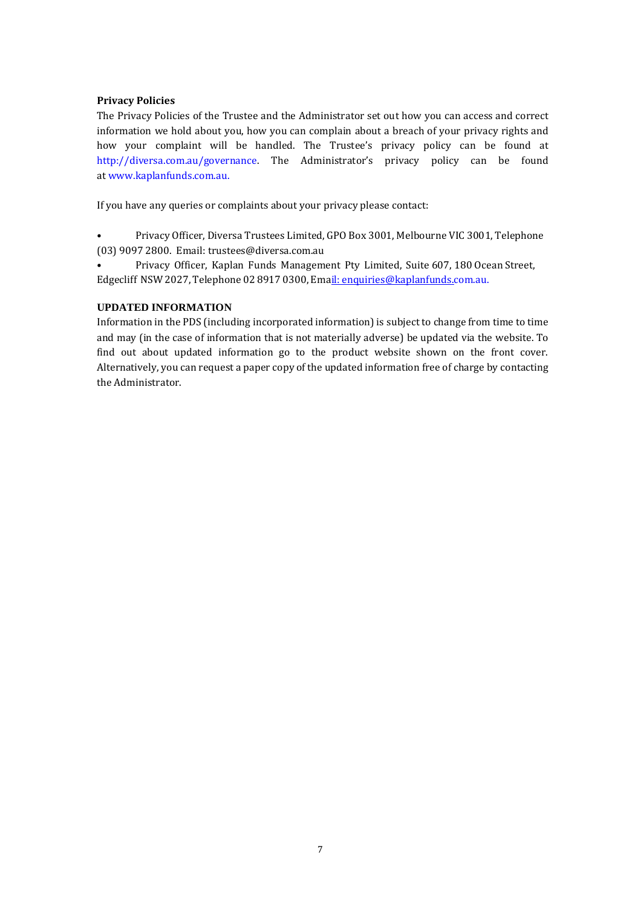**Privacy Policies**

The Privacy Policies of the Trustee and the Administrator set out how you can access and correct information we hold about you, how you can complain about a breach of your privacy rights and how your complaint will be handled. The Trustee's privacy policy can be found at http://diversa.com.au/governance. The Administrator's privacy policy can be found at www.kaplanfunds.com.au.

If you have any queries or complaints about your privacy please contact:

- Privacy Officer, Diversa Trustees Limited, GPO Box 3001, Melbourne VIC 3001, Telephone (03) 9097 2800. Email: trustees@diversa.com.au
- Privacy Officer, Kaplan Funds Management Pty Limited, Suite 607, 180 Ocean Street, Edgecliff NSW 2027, Telephone 02 8917 0300, Email: enquiries@kaplanfunds.com.au.

**UPDATED INFORMATION**

Information in the PDS (including incorporated information) is subject to change from time to time and may (in the case of information that is not materially adverse) be updated via the website. To find out about updated information go to the product website shown on the front cover. Alternatively, you can request a paper copy of the updated information free of charge by contacting the Administrator.